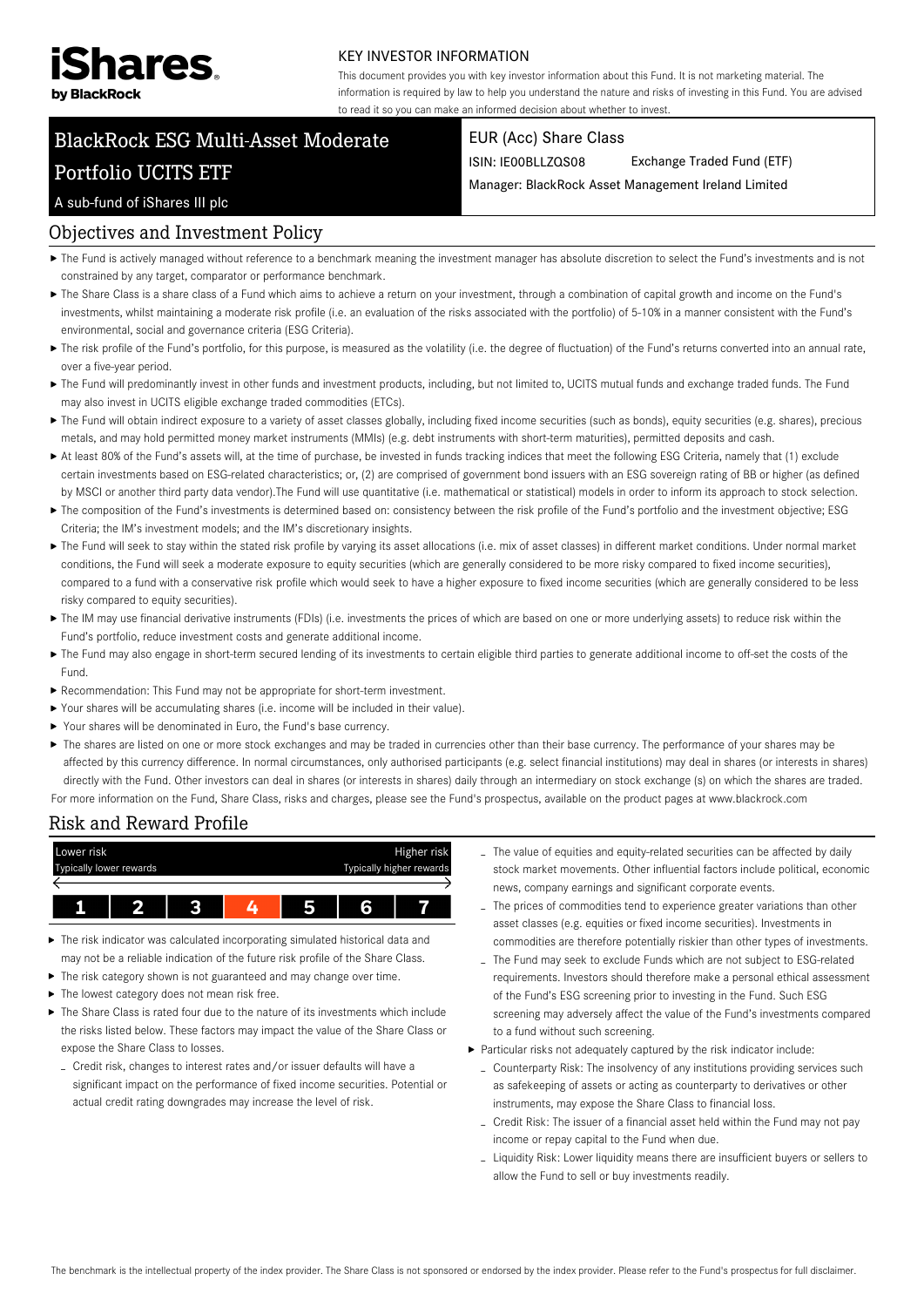iShares by BlackRock

KEY INVESTOR INFORMATION

This document provides you with key investor information about this Fund. It is not marketing material. The information is required by law to help you understand the nature and risks of investing in this Fund. You are advised to read it so you can make an informed decision about whether to invest.

# BlackRock ESG Multi-Asset Moderate Portfolio UCITS ETF

A sub-fund of iShares III plc

EUR (Acc) Share Class

ISIN: IE00BLLZQS08 Exchange Traded Fund (ETF)

Manager: BlackRock Asset Management Ireland Limited

## Objectives and Investment Policy

- The Fund is actively managed without reference to a benchmark meaning the investment manager has absolute discretion to select the Fund's investments and is not constrained by any target, comparator or performance benchmark.
- The Share Class is a share class of a Fund which aims to achieve a return on your investment, through a combination of capital growth and income on the Fund's investments, whilst maintaining a moderate risk profile (i.e. an evaluation of the risks associated with the portfolio) of 5-10% in a manner consistent with the Fund's environmental, social and governance criteria (ESG Criteria).
- The risk profile of the Fund's portfolio, for this purpose, is measured as the volatility (i.e. the degree of fluctuation) of the Fund's returns converted into an annual rate, over a five-year period.
- The Fund will predominantly invest in other funds and investment products, including, but not limited to, UCITS mutual funds and exchange traded funds. The Fund may also invest in UCITS eligible exchange traded commodities (ETCs).
- The Fund will obtain indirect exposure to a variety of asset classes globally, including fixed income securities (such as bonds), equity securities (e.g. shares), precious metals, and may hold permitted money market instruments (MMIs) (e.g. debt instruments with short-term maturities), permitted deposits and cash.
- At least 80% of the Fund's assets will, at the time of purchase, be invested in funds tracking indices that meet the following ESG Criteria, namely that (1) exclude certain investments based on ESG-related characteristics; or, (2) are comprised of government bond issuers with an ESG sovereign rating of BB or higher (as defined by MSCI or another third party data vendor).The Fund will use quantitative (i.e. mathematical or statistical) models in order to inform its approach to stock selection.
- The composition of the Fund's investments is determined based on: consistency between the risk profile of the Fund's portfolio and the investment objective; ESG Criteria; the IM's investment models; and the IM's discretionary insights.
- The Fund will seek to stay within the stated risk profile by varying its asset allocations (i.e. mix of asset classes) in different market conditions. Under normal market conditions, the Fund will seek a moderate exposure to equity securities (which are generally considered to be more risky compared to fixed income securities), compared to a fund with a conservative risk profile which would seek to have a higher exposure to fixed income securities (which are generally considered to be less risky compared to equity securities).
- The IM may use financial derivative instruments (FDIs) (i.e. investments the prices of which are based on one or more underlying assets) to reduce risk within the Fund's portfolio, reduce investment costs and generate additional income.
- The Fund may also engage in short-term secured lending of its investments to certain eligible third parties to generate additional income to off-set the costs of the Fund.
- Recommendation: This Fund may not be appropriate for short-term investment.
- Your shares will be accumulating shares (i.e. income will be included in their value).
- Your shares will be denominated in Euro, the Fund's base currency.
- The shares are listed on one or more stock exchanges and may be traded in currencies other than their base currency. The performance of your shares may be affected by this currency difference. In normal circumstances, only authorised participants (e.g. select financial institutions) may deal in shares (or interests in shares) directly with the Fund. Other investors can deal in shares (or interests in shares) daily through an intermediary on stock exchange (s) on which the shares are traded.

For more information on the Fund, Share Class, risks and charges, please see the Fund's prospectus, available on the product pages at www.blackrock.com

## Risk and Reward Profile

Lower risk — Higher risk

Typically lower rewards — Typically higher rewards

| 1 | 2 | 3 | **4** | 5 | 6 | 7 |
|---|---|---|---|---|---|---|

- The risk indicator was calculated incorporating simulated historical data and may not be a reliable indication of the future risk profile of the Share Class.
- The risk category shown is not guaranteed and may change over time.
- The lowest category does not mean risk free.
- The Share Class is rated four due to the nature of its investments which include the risks listed below. These factors may impact the value of the Share Class or expose the Share Class to losses.
  - Credit risk, changes to interest rates and/or issuer defaults will have a significant impact on the performance of fixed income securities. Potential or actual credit rating downgrades may increase the level of risk.
  - The value of equities and equity-related securities can be affected by daily stock market movements. Other influential factors include political, economic news, company earnings and significant corporate events.
  - The prices of commodities tend to experience greater variations than other asset classes (e.g. equities or fixed income securities). Investments in commodities are therefore potentially riskier than other types of investments.
  - The Fund may seek to exclude Funds which are not subject to ESG-related requirements. Investors should therefore make a personal ethical assessment of the Fund's ESG screening prior to investing in the Fund. Such ESG screening may adversely affect the value of the Fund's investments compared to a fund without such screening.
- Particular risks not adequately captured by the risk indicator include:
  - Counterparty Risk: The insolvency of any institutions providing services such as safekeeping of assets or acting as counterparty to derivatives or other instruments, may expose the Share Class to financial loss.
  - Credit Risk: The issuer of a financial asset held within the Fund may not pay income or repay capital to the Fund when due.
  - Liquidity Risk: Lower liquidity means there are insufficient buyers or sellers to allow the Fund to sell or buy investments readily.

The benchmark is the intellectual property of the index provider. The Share Class is not sponsored or endorsed by the index provider. Please refer to the Fund's prospectus for full disclaimer.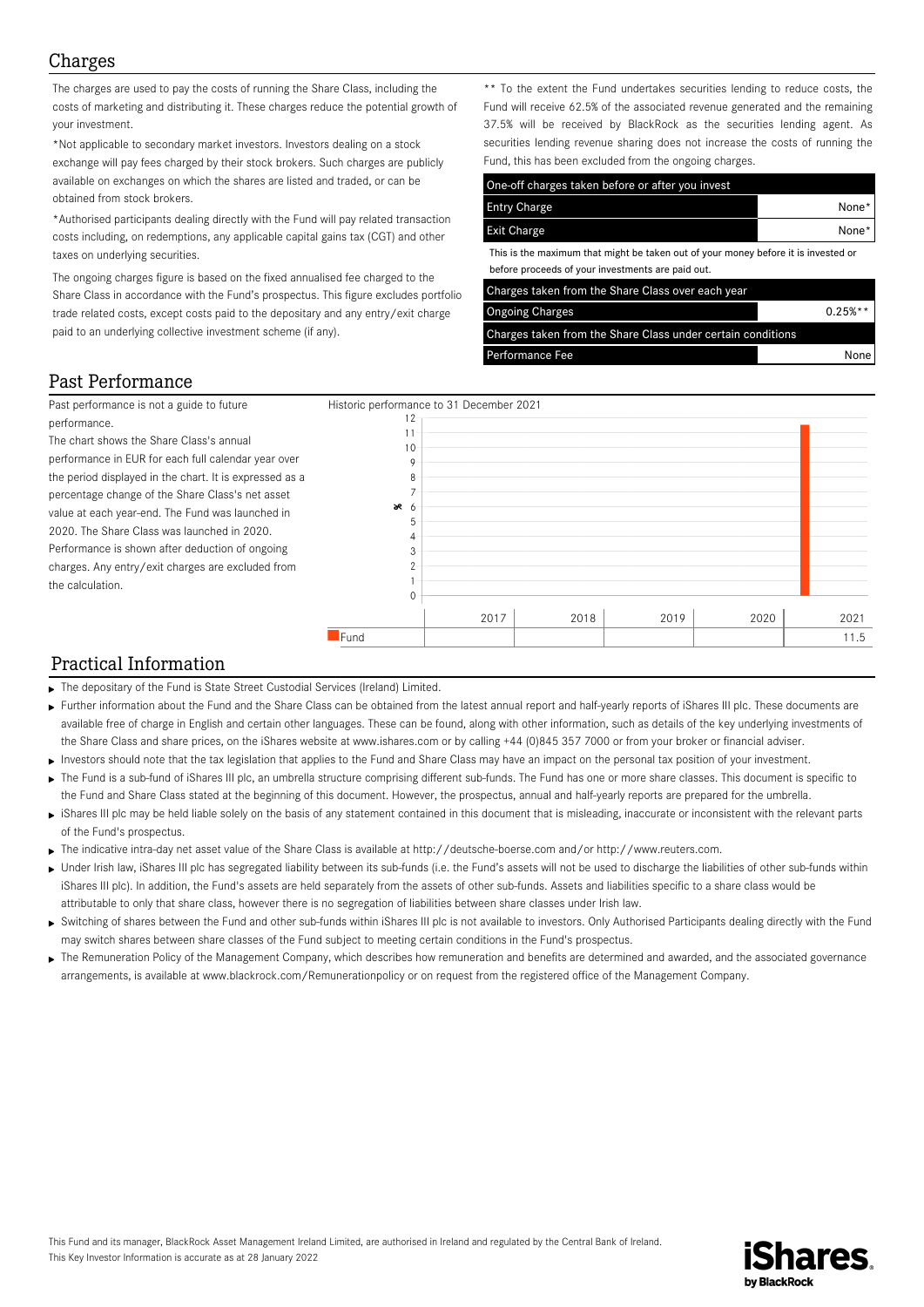## Charges

The charges are used to pay the costs of running the Share Class, including the costs of marketing and distributing it. These charges reduce the potential growth of your investment.

*Not applicable to secondary market investors. Investors dealing on a stock exchange will pay fees charged by their stock brokers. Such charges are publicly available on exchanges on which the shares are listed and traded, or can be obtained from stock brokers.

*Authorised participants dealing directly with the Fund will pay related transaction costs including, on redemptions, any applicable capital gains tax (CGT) and other taxes on underlying securities.

The ongoing charges figure is based on the fixed annualised fee charged to the Share Class in accordance with the Fund's prospectus. This figure excludes portfolio trade related costs, except costs paid to the depositary and any entry/exit charge paid to an underlying collective investment scheme (if any).

** To the extent the Fund undertakes securities lending to reduce costs, the Fund will receive 62.5% of the associated revenue generated and the remaining 37.5% will be received by BlackRock as the securities lending agent. As securities lending revenue sharing does not increase the costs of running the Fund, this has been excluded from the ongoing charges.

| One-off charges taken before or after you invest | |
|---|---|
| Entry Charge | None* |
| Exit Charge | None* |

This is the maximum that might be taken out of your money before it is invested or before proceeds of your investments are paid out.

| Charges taken from the Share Class over each year | |
|---|---|
| Ongoing Charges | 0.25%** |

| Charges taken from the Share Class under certain conditions | |
|---|---|
| Performance Fee | None |

## Past Performance

Past performance is not a guide to future performance.

The chart shows the Share Class's annual performance in EUR for each full calendar year over the period displayed in the chart. It is expressed as a percentage change of the Share Class's net asset value at each year-end. The Fund was launched in 2020. The Share Class was launched in 2020.

Performance is shown after deduction of ongoing charges. Any entry/exit charges are excluded from the calculation.

Historic performance to 31 December 2021

%
12
11
10
9
8
7
6
5
4
3
2
1
0

2017
2018
2019
2020
2021

Fund
11.5

## Practical Information

- The depositary of the Fund is State Street Custodial Services (Ireland) Limited.
- Further information about the Fund and the Share Class can be obtained from the latest annual report and half-yearly reports of iShares III plc. These documents are available free of charge in English and certain other languages. These can be found, along with other information, such as details of the key underlying investments of the Share Class and share prices, on the iShares website at www.ishares.com or by calling +44 (0)845 357 7000 or from your broker or financial adviser.
- Investors should note that the tax legislation that applies to the Fund and Share Class may have an impact on the personal tax position of your investment.
- The Fund is a sub-fund of iShares III plc, an umbrella structure comprising different sub-funds. The Fund has one or more share classes. This document is specific to the Fund and Share Class stated at the beginning of this document. However, the prospectus, annual and half-yearly reports are prepared for the umbrella.
- iShares III plc may be held liable solely on the basis of any statement contained in this document that is misleading, inaccurate or inconsistent with the relevant parts of the Fund's prospectus.
- The indicative intra-day net asset value of the Share Class is available at http://deutsche-boerse.com and/or http://www.reuters.com.
- Under Irish law, iShares III plc has segregated liability between its sub-funds (i.e. the Fund's assets will not be used to discharge the liabilities of other sub-funds within iShares III plc). In addition, the Fund's assets are held separately from the assets of other sub-funds. Assets and liabilities specific to a share class would be attributable to only that share class, however there is no segregation of liabilities between share classes under Irish law.
- Switching of shares between the Fund and other sub-funds within iShares III plc is not available to investors. Only Authorised Participants dealing directly with the Fund may switch shares between share classes of the Fund subject to meeting certain conditions in the Fund's prospectus.
- The Remuneration Policy of the Management Company, which describes how remuneration and benefits are determined and awarded, and the associated governance arrangements, is available at www.blackrock.com/Remunerationpolicy or on request from the registered office of the Management Company.

This Fund and its manager, BlackRock Asset Management Ireland Limited, are authorised in Ireland and regulated by the Central Bank of Ireland.
This Key Investor Information is accurate as at 28 January 2022